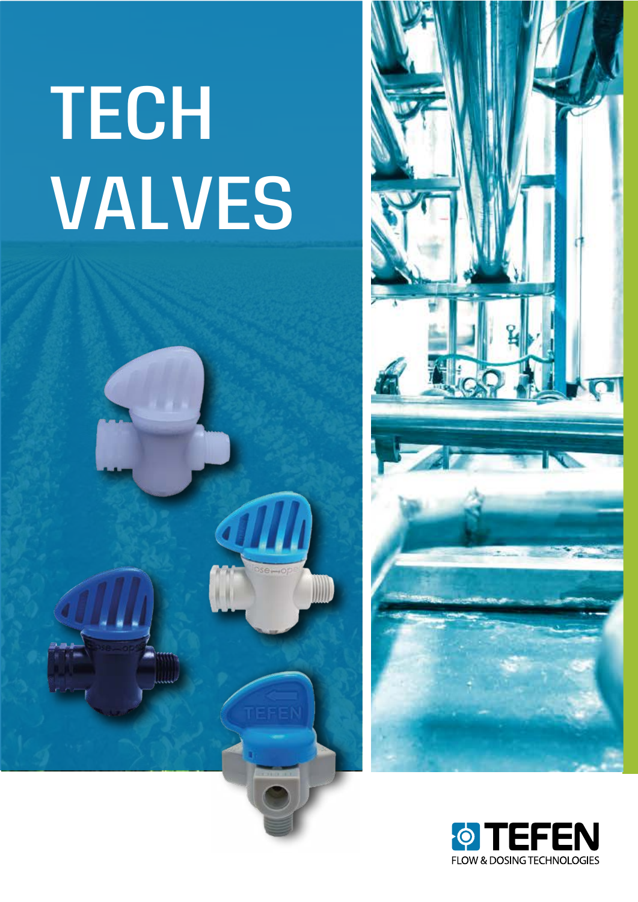# TECH VALVES

TEFEN

FLOW & DOSING TECHNOLOGIES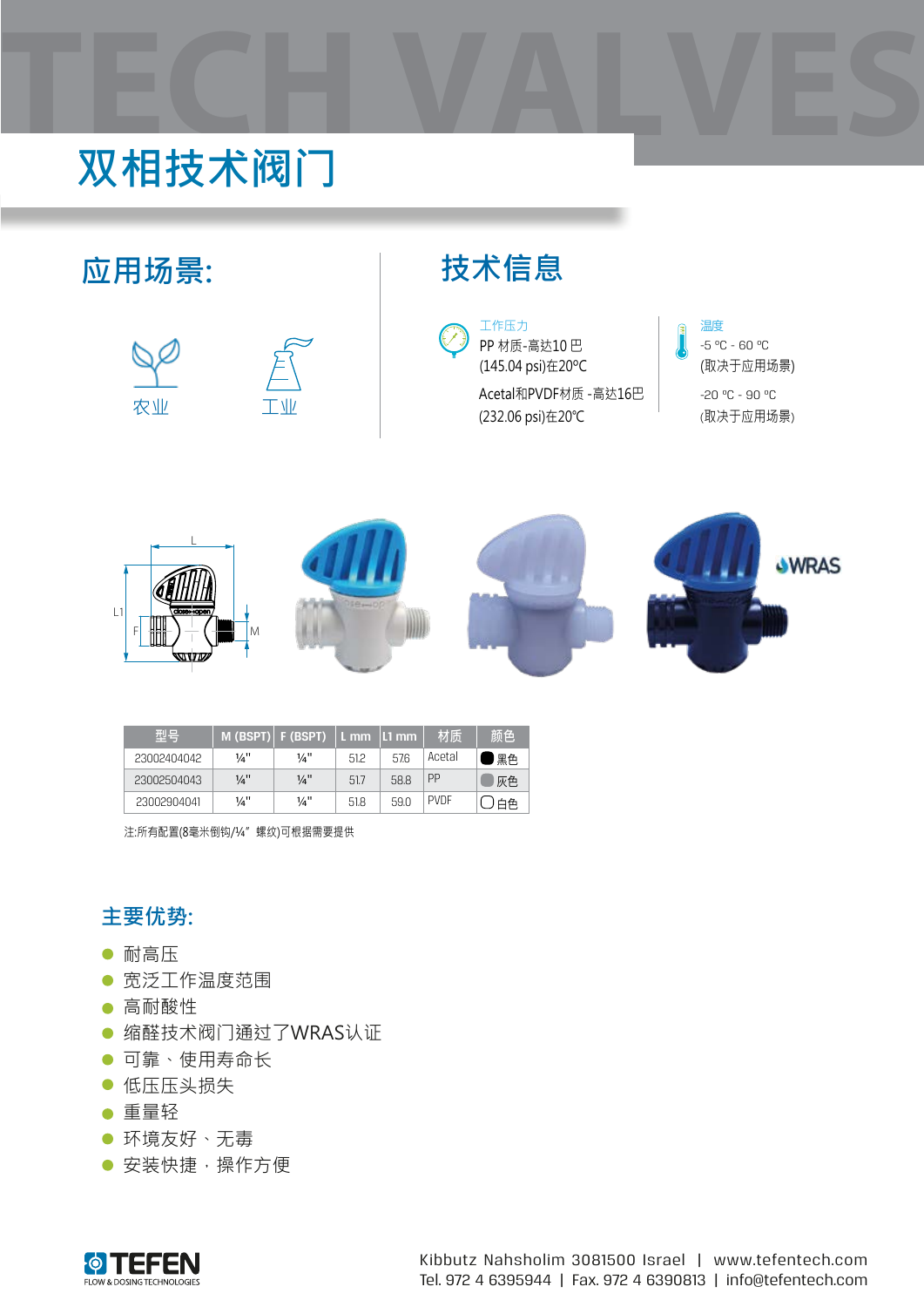# TECH VALVES

## 双相技术阀门

### 应用场景:

农业

工业

### 技术信息

工作压力

PP 材质-高达10 巴
(145.04 psi)在20°C

Acetal和PVDF材质 -高达16巴
(232.06 psi)在20°C

温度

-5 ºC - 60 ºC
(取决于应用场景)

-20 ºC - 90 ºC
(取决于应用场景)

WRAS

| 型号 | M (BSPT) | F (BSPT) | L mm | L1 mm | 材质 | 颜色 |
|---|---|---|---|---|---|---|
| 23002404042 | ¼" | ¼" | 51.2 | 57.6 | Acetal | 黑色 |
| 23002504043 | ¼" | ¼" | 51.7 | 58.8 | PP | 灰色 |
| 23002904041 | ¼" | ¼" | 51.8 | 59.0 | PVDF | 白色 |

注:所有配置(8毫米倒钩/¼”螺纹)可根据需要提供

### 主要优势:

- 耐高压
- 宽泛工作温度范围
- 高耐酸性
- 缩醛技术阀门通过了WRAS认证
- 可靠、使用寿命长
- 低压压头损失
- 重量轻
- 环境友好、无毒
- 安装快捷，操作方便

TEFEN FLOW & DOSING TECHNOLOGIES

Kibbutz Nahsholim 3081500 Israel | www.tefentech.com
Tel. 972 4 6395944 | Fax. 972 4 6390813 | info@tefentech.com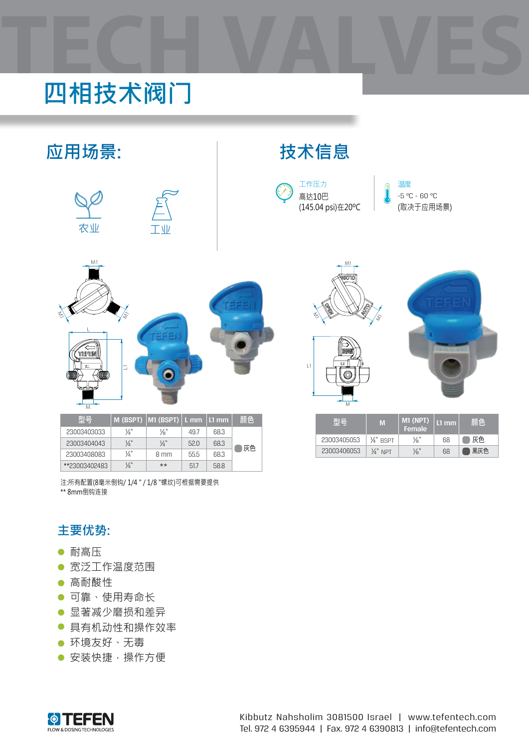# 四相技术阀门

## 应用场景:

农业

工业

## 技术信息

工作压力
高达10巴
(145.04 psi)在20°C

温度
-5 °C - 60 °C
(取决于应用场景)

| 型号 | M (BSPT) | M1 (BSPT) | L mm | L1 mm | 颜色 |
|---|---|---|---|---|---|
| 23003403033 | ¼" | ⅛" | 49.7 | 68.3 | 灰色 |
| 23003404043 | ¼" | ¼" | 52.0 | 68.3 | |
| 23003408083 | ¼" | 8 mm | 55.5 | 68.3 | |
| **23003402483 | ¼" | ** | 51.7 | 58.8 | |

注:所有配置(8毫米倒钩/ 1/4 " / 1/8 "螺纹)可根据需要提供
** 8mm倒钩连接

| 型号 | M | M1 (NPT) Female | L1 mm | 颜色 |
|---|---|---|---|---|
| 23003405053 | ¼" BSPT | ⅛" | 68 | 灰色 |
| 23003406053 | ¼" NPT | ⅛" | 68 | 黑灰色 |

## 主要优势:

- 耐高压
- 宽泛工作温度范围
- 高耐酸性
- 可靠、使用寿命长
- 显著减少磨损和差异
- 具有机动性和操作效率
- 环境友好、无毒
- 安装快捷,操作方便

TEFEN FLOW & DOSING TECHNOLOGIES

Kibbutz Nahsholim 3081500 Israel | www.tefentech.com
Tel. 972 4 6395944 | Fax. 972 4 6390813 | info@tefentech.com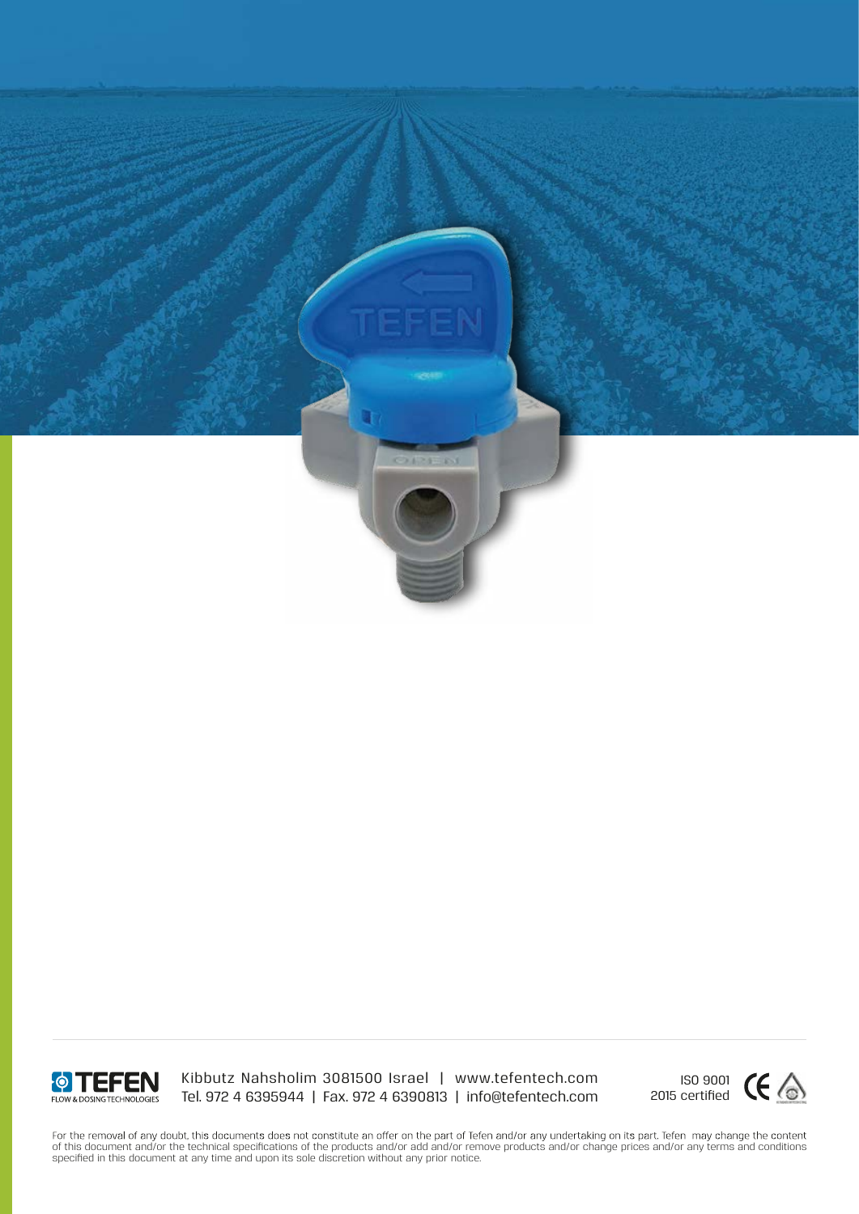TEFEN
FLOW & DOSING TECHNOLOGIES

Kibbutz Nahsholim 3081500 Israel | www.tefentech.com
Tel. 972 4 6395944 | Fax. 972 4 6390813 | info@tefentech.com

ISO 9001
2015 certified

For the removal of any doubt, this documents does not constitute an offer on the part of Tefen and/or any undertaking on its part. Tefen may change the content of this document and/or the technical specifications of the products and/or add and/or remove products and/or change prices and/or any terms and conditions specified in this document at any time and upon its sole discretion without any prior notice.